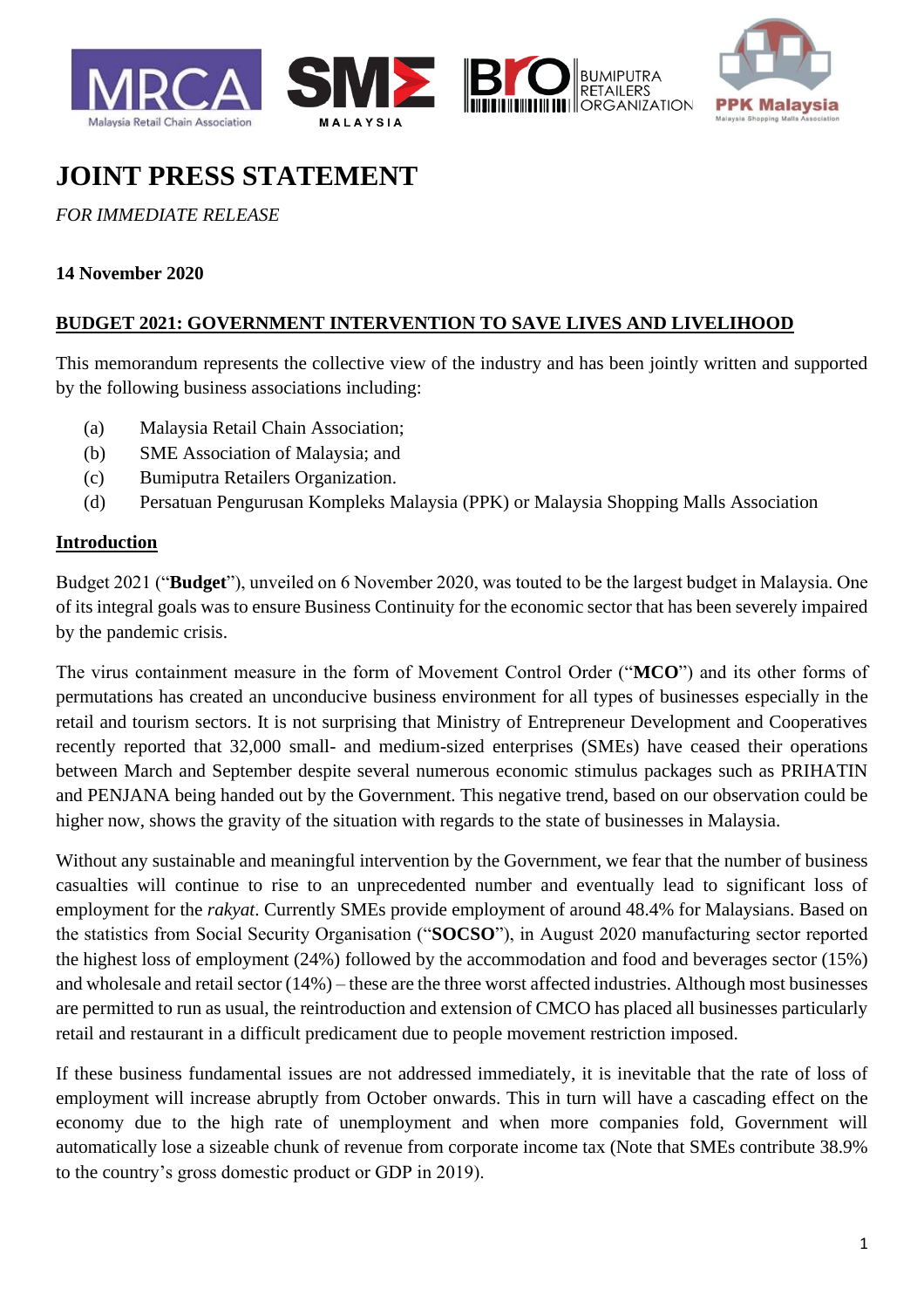# JOINT PRESS STATEMENT

*FOR IMMEDIATE RELEASE*

**14 November 2020**

## BUDGET 2021: GOVERNMENT INTERVENTION TO SAVE LIVES AND LIVELIHOOD

This memorandum represents the collective view of the industry and has been jointly written and supported by the following business associations including:

(a) Malaysia Retail Chain Association;
(b) SME Association of Malaysia; and
(c) Bumiputra Retailers Organization.
(d) Persatuan Pengurusan Kompleks Malaysia (PPK) or Malaysia Shopping Malls Association

### Introduction

Budget 2021 ("**Budget**"), unveiled on 6 November 2020, was touted to be the largest budget in Malaysia. One of its integral goals was to ensure Business Continuity for the economic sector that has been severely impaired by the pandemic crisis.

The virus containment measure in the form of Movement Control Order ("**MCO**") and its other forms of permutations has created an unconducive business environment for all types of businesses especially in the retail and tourism sectors. It is not surprising that Ministry of Entrepreneur Development and Cooperatives recently reported that 32,000 small- and medium-sized enterprises (SMEs) have ceased their operations between March and September despite several numerous economic stimulus packages such as PRIHATIN and PENJANA being handed out by the Government. This negative trend, based on our observation could be higher now, shows the gravity of the situation with regards to the state of businesses in Malaysia.

Without any sustainable and meaningful intervention by the Government, we fear that the number of business casualties will continue to rise to an unprecedented number and eventually lead to significant loss of employment for the *rakyat*. Currently SMEs provide employment of around 48.4% for Malaysians. Based on the statistics from Social Security Organisation ("**SOCSO**"), in August 2020 manufacturing sector reported the highest loss of employment (24%) followed by the accommodation and food and beverages sector (15%) and wholesale and retail sector (14%) – these are the three worst affected industries. Although most businesses are permitted to run as usual, the reintroduction and extension of CMCO has placed all businesses particularly retail and restaurant in a difficult predicament due to people movement restriction imposed.

If these business fundamental issues are not addressed immediately, it is inevitable that the rate of loss of employment will increase abruptly from October onwards. This in turn will have a cascading effect on the economy due to the high rate of unemployment and when more companies fold, Government will automatically lose a sizeable chunk of revenue from corporate income tax (Note that SMEs contribute 38.9% to the country's gross domestic product or GDP in 2019).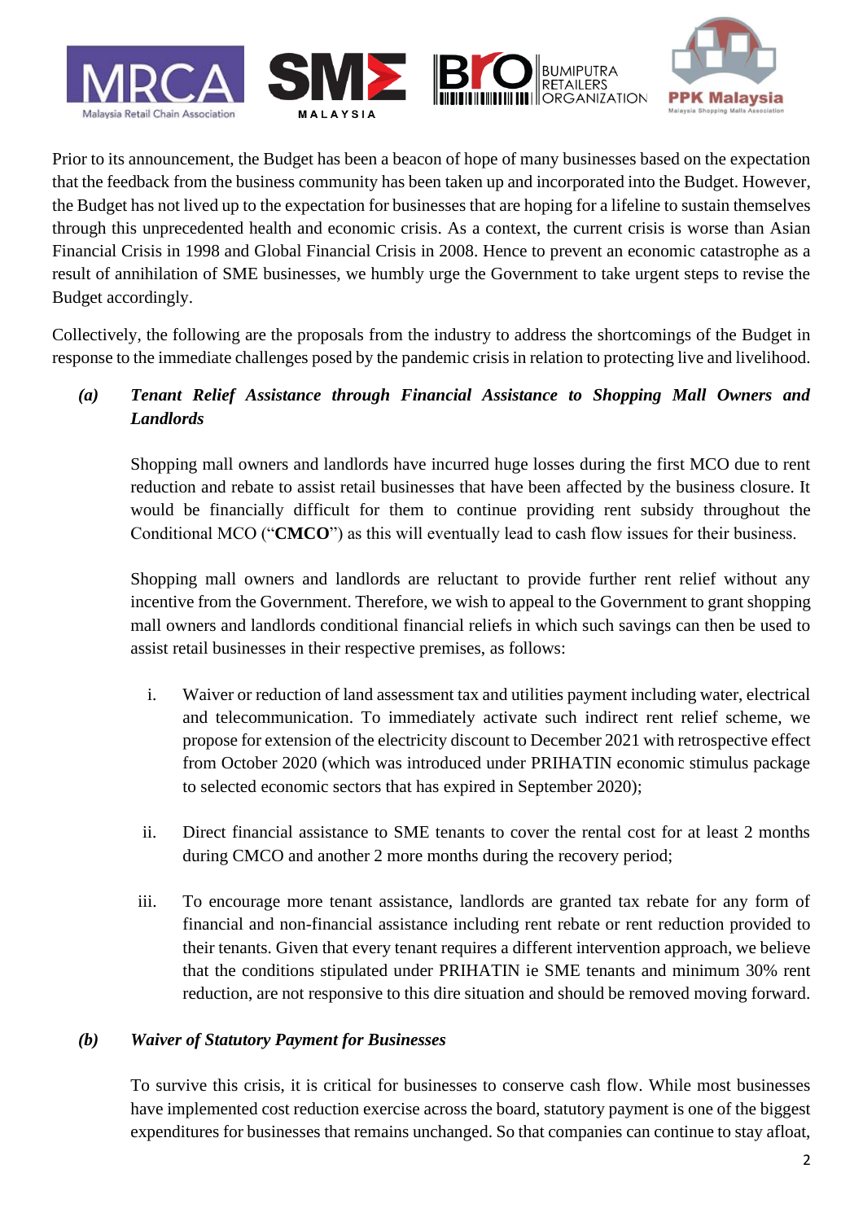Prior to its announcement, the Budget has been a beacon of hope of many businesses based on the expectation that the feedback from the business community has been taken up and incorporated into the Budget. However, the Budget has not lived up to the expectation for businesses that are hoping for a lifeline to sustain themselves through this unprecedented health and economic crisis. As a context, the current crisis is worse than Asian Financial Crisis in 1998 and Global Financial Crisis in 2008. Hence to prevent an economic catastrophe as a result of annihilation of SME businesses, we humbly urge the Government to take urgent steps to revise the Budget accordingly.

Collectively, the following are the proposals from the industry to address the shortcomings of the Budget in response to the immediate challenges posed by the pandemic crisis in relation to protecting live and livelihood.

***(a) Tenant Relief Assistance through Financial Assistance to Shopping Mall Owners and Landlords***

Shopping mall owners and landlords have incurred huge losses during the first MCO due to rent reduction and rebate to assist retail businesses that have been affected by the business closure. It would be financially difficult for them to continue providing rent subsidy throughout the Conditional MCO ("**CMCO**") as this will eventually lead to cash flow issues for their business.

Shopping mall owners and landlords are reluctant to provide further rent relief without any incentive from the Government. Therefore, we wish to appeal to the Government to grant shopping mall owners and landlords conditional financial reliefs in which such savings can then be used to assist retail businesses in their respective premises, as follows:

i. Waiver or reduction of land assessment tax and utilities payment including water, electrical and telecommunication. To immediately activate such indirect rent relief scheme, we propose for extension of the electricity discount to December 2021 with retrospective effect from October 2020 (which was introduced under PRIHATIN economic stimulus package to selected economic sectors that has expired in September 2020);

ii. Direct financial assistance to SME tenants to cover the rental cost for at least 2 months during CMCO and another 2 more months during the recovery period;

iii. To encourage more tenant assistance, landlords are granted tax rebate for any form of financial and non-financial assistance including rent rebate or rent reduction provided to their tenants. Given that every tenant requires a different intervention approach, we believe that the conditions stipulated under PRIHATIN ie SME tenants and minimum 30% rent reduction, are not responsive to this dire situation and should be removed moving forward.

***(b) Waiver of Statutory Payment for Businesses***

To survive this crisis, it is critical for businesses to conserve cash flow. While most businesses have implemented cost reduction exercise across the board, statutory payment is one of the biggest expenditures for businesses that remains unchanged. So that companies can continue to stay afloat,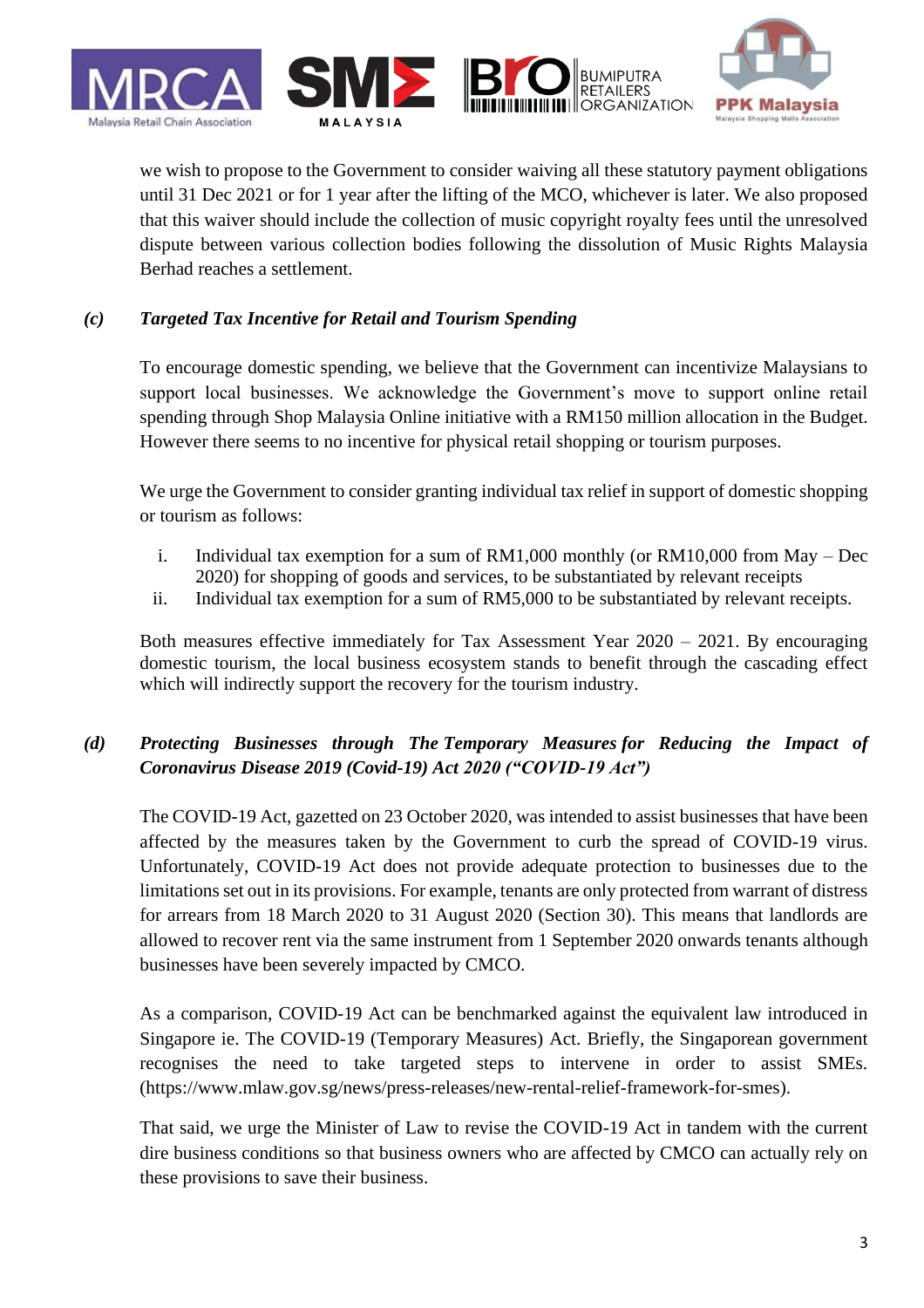we wish to propose to the Government to consider waiving all these statutory payment obligations until 31 Dec 2021 or for 1 year after the lifting of the MCO, whichever is later. We also proposed that this waiver should include the collection of music copyright royalty fees until the unresolved dispute between various collection bodies following the dissolution of Music Rights Malaysia Berhad reaches a settlement.

### *(c) Targeted Tax Incentive for Retail and Tourism Spending*

To encourage domestic spending, we believe that the Government can incentivize Malaysians to support local businesses. We acknowledge the Government's move to support online retail spending through Shop Malaysia Online initiative with a RM150 million allocation in the Budget. However there seems to no incentive for physical retail shopping or tourism purposes.

We urge the Government to consider granting individual tax relief in support of domestic shopping or tourism as follows:

i. Individual tax exemption for a sum of RM1,000 monthly (or RM10,000 from May – Dec 2020) for shopping of goods and services, to be substantiated by relevant receipts
ii. Individual tax exemption for a sum of RM5,000 to be substantiated by relevant receipts.

Both measures effective immediately for Tax Assessment Year 2020 – 2021. By encouraging domestic tourism, the local business ecosystem stands to benefit through the cascading effect which will indirectly support the recovery for the tourism industry.

### *(d) Protecting Businesses through The Temporary Measures for Reducing the Impact of Coronavirus Disease 2019 (Covid-19) Act 2020 ("COVID-19 Act")*

The COVID-19 Act, gazetted on 23 October 2020, was intended to assist businesses that have been affected by the measures taken by the Government to curb the spread of COVID-19 virus. Unfortunately, COVID-19 Act does not provide adequate protection to businesses due to the limitations set out in its provisions. For example, tenants are only protected from warrant of distress for arrears from 18 March 2020 to 31 August 2020 (Section 30). This means that landlords are allowed to recover rent via the same instrument from 1 September 2020 onwards tenants although businesses have been severely impacted by CMCO.

As a comparison, COVID-19 Act can be benchmarked against the equivalent law introduced in Singapore ie. The COVID-19 (Temporary Measures) Act. Briefly, the Singaporean government recognises the need to take targeted steps to intervene in order to assist SMEs. (https://www.mlaw.gov.sg/news/press-releases/new-rental-relief-framework-for-smes).

That said, we urge the Minister of Law to revise the COVID-19 Act in tandem with the current dire business conditions so that business owners who are affected by CMCO can actually rely on these provisions to save their business.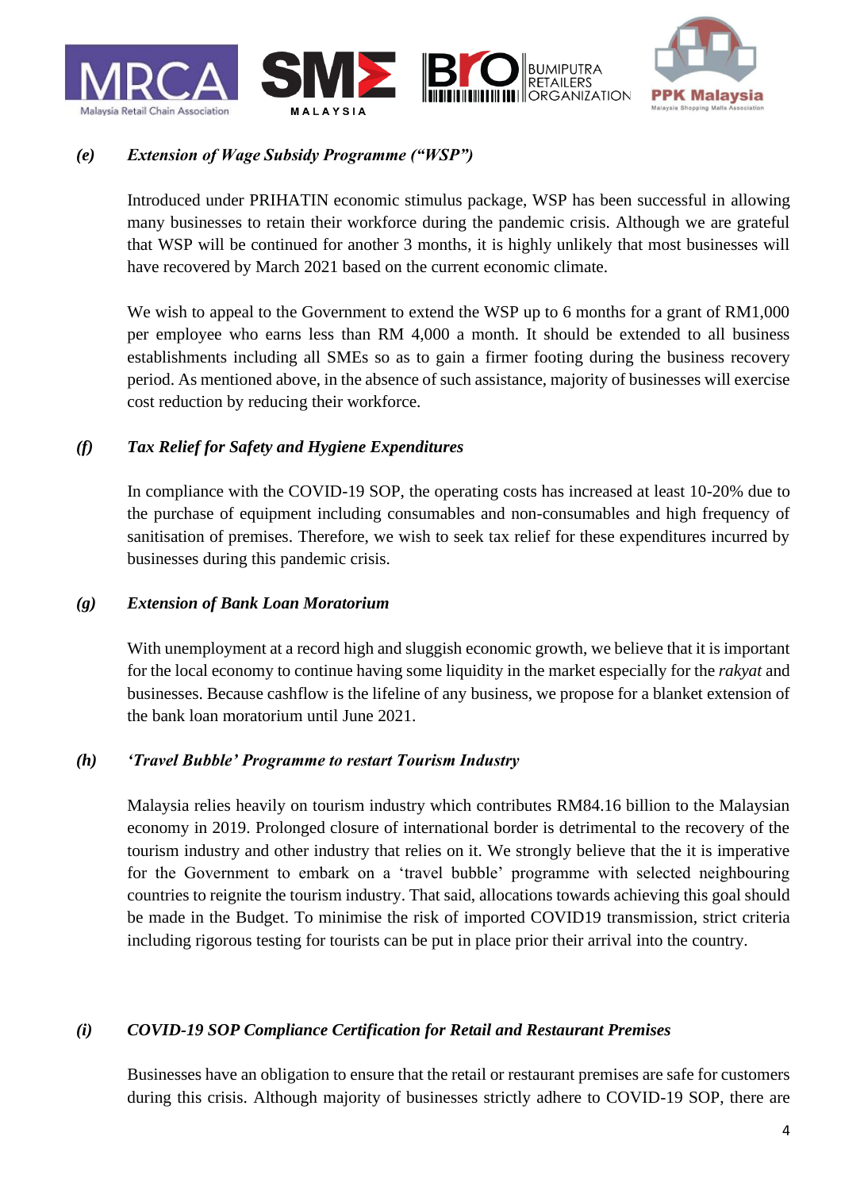### *(e) Extension of Wage Subsidy Programme ("WSP")*

Introduced under PRIHATIN economic stimulus package, WSP has been successful in allowing many businesses to retain their workforce during the pandemic crisis. Although we are grateful that WSP will be continued for another 3 months, it is highly unlikely that most businesses will have recovered by March 2021 based on the current economic climate.

We wish to appeal to the Government to extend the WSP up to 6 months for a grant of RM1,000 per employee who earns less than RM 4,000 a month. It should be extended to all business establishments including all SMEs so as to gain a firmer footing during the business recovery period. As mentioned above, in the absence of such assistance, majority of businesses will exercise cost reduction by reducing their workforce.

### *(f) Tax Relief for Safety and Hygiene Expenditures*

In compliance with the COVID-19 SOP, the operating costs has increased at least 10-20% due to the purchase of equipment including consumables and non-consumables and high frequency of sanitisation of premises. Therefore, we wish to seek tax relief for these expenditures incurred by businesses during this pandemic crisis.

### *(g) Extension of Bank Loan Moratorium*

With unemployment at a record high and sluggish economic growth, we believe that it is important for the local economy to continue having some liquidity in the market especially for the *rakyat* and businesses. Because cashflow is the lifeline of any business, we propose for a blanket extension of the bank loan moratorium until June 2021.

### *(h) 'Travel Bubble' Programme to restart Tourism Industry*

Malaysia relies heavily on tourism industry which contributes RM84.16 billion to the Malaysian economy in 2019. Prolonged closure of international border is detrimental to the recovery of the tourism industry and other industry that relies on it. We strongly believe that the it is imperative for the Government to embark on a 'travel bubble' programme with selected neighbouring countries to reignite the tourism industry. That said, allocations towards achieving this goal should be made in the Budget. To minimise the risk of imported COVID19 transmission, strict criteria including rigorous testing for tourists can be put in place prior their arrival into the country.

### *(i) COVID-19 SOP Compliance Certification for Retail and Restaurant Premises*

Businesses have an obligation to ensure that the retail or restaurant premises are safe for customers during this crisis. Although majority of businesses strictly adhere to COVID-19 SOP, there are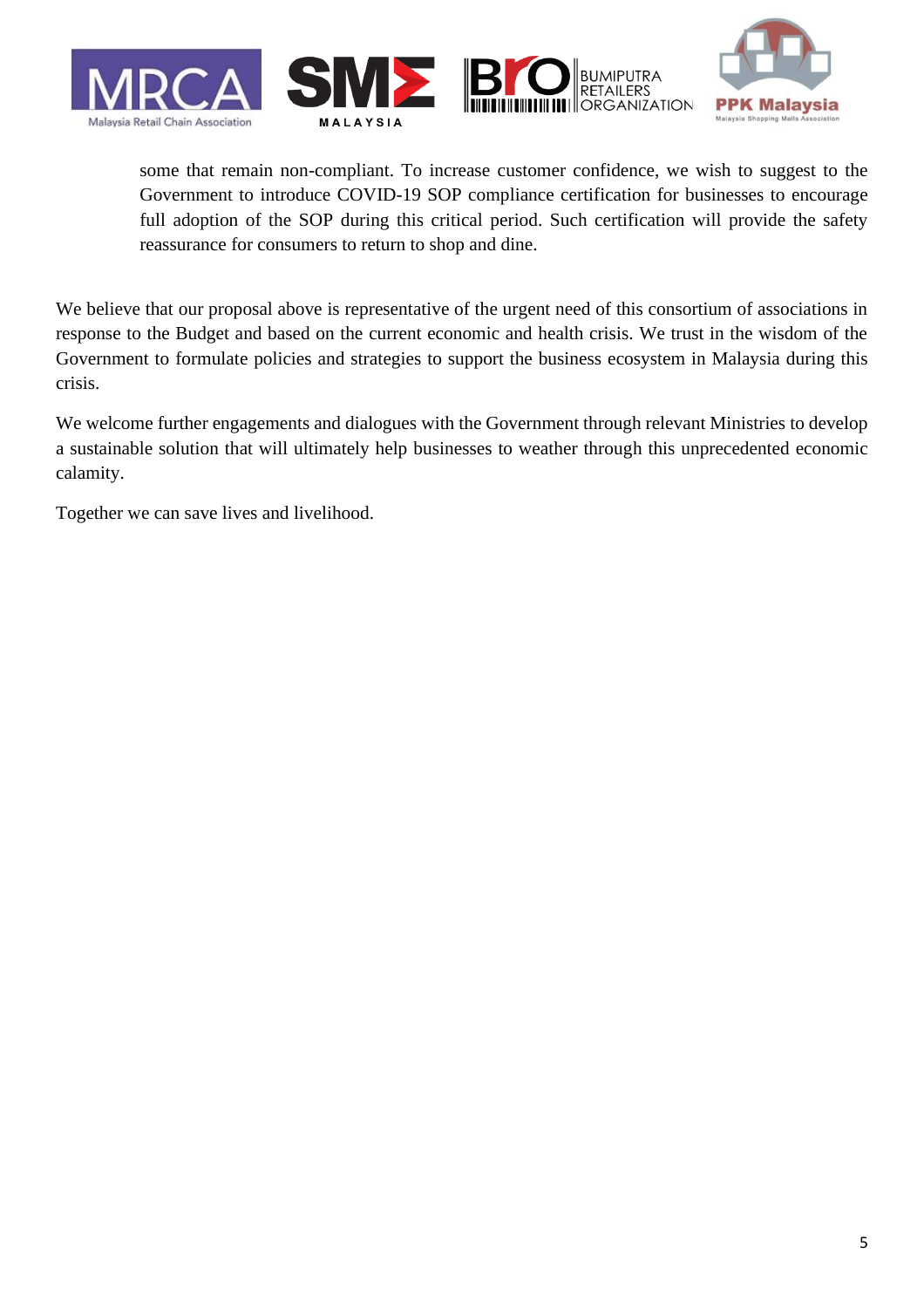some that remain non-compliant. To increase customer confidence, we wish to suggest to the Government to introduce COVID-19 SOP compliance certification for businesses to encourage full adoption of the SOP during this critical period. Such certification will provide the safety reassurance for consumers to return to shop and dine.

We believe that our proposal above is representative of the urgent need of this consortium of associations in response to the Budget and based on the current economic and health crisis. We trust in the wisdom of the Government to formulate policies and strategies to support the business ecosystem in Malaysia during this crisis.

We welcome further engagements and dialogues with the Government through relevant Ministries to develop a sustainable solution that will ultimately help businesses to weather through this unprecedented economic calamity.

Together we can save lives and livelihood.